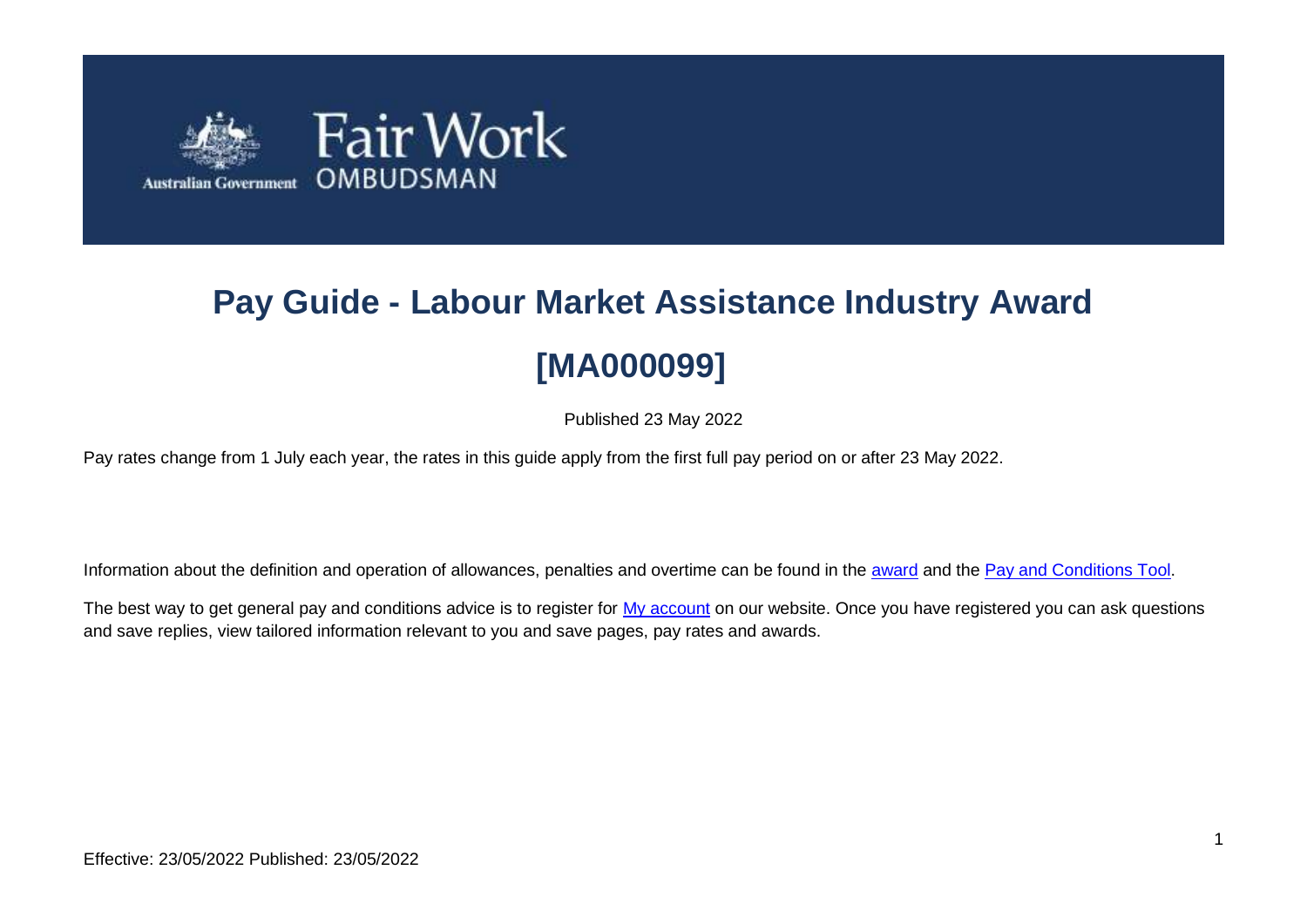# Pay Guide - Labour Market Assistance Industry Award [MA000099]

Published 23 May 2022

Pay rates change from 1 July each year, the rates in this guide apply from the first full pay period on or after 23 May 2022.

Information about the definition and operation of allowances, penalties and overtime can be found in the award and the Pay and Conditions Tool.

The best way to get general pay and conditions advice is to register for My account on our website. Once you have registered you can ask questions and save replies, view tailored information relevant to you and save pages, pay rates and awards.

Effective: 23/05/2022 Published: 23/05/2022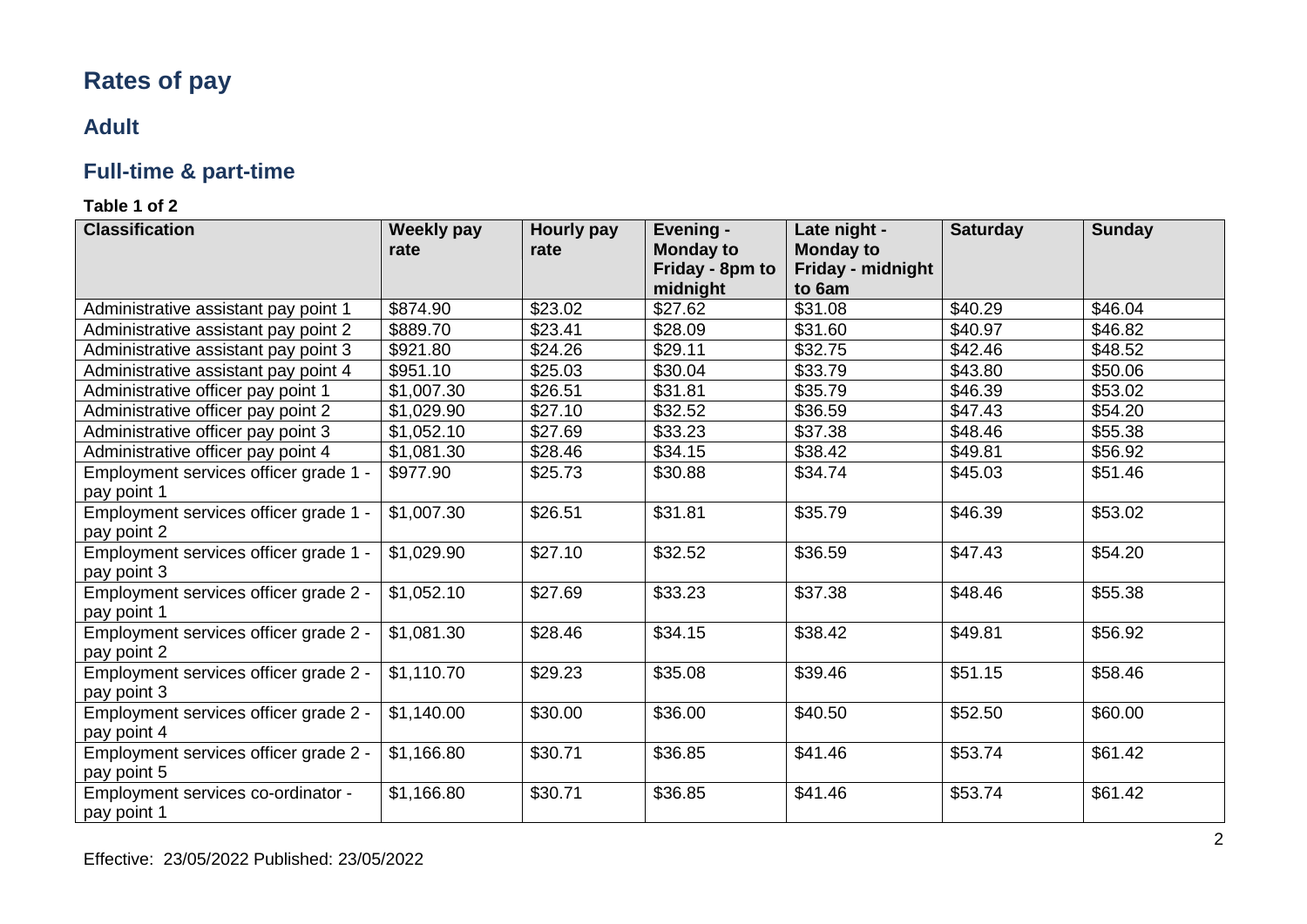# Rates of pay

## Adult

## Full-time & part-time

**Table 1 of 2**

| Classification | Weekly pay rate | Hourly pay rate | Evening - Monday to Friday - 8pm to midnight | Late night - Monday to Friday - midnight to 6am | Saturday | Sunday |
|---|---|---|---|---|---|---|
| Administrative assistant pay point 1 | $874.90 | $23.02 | $27.62 | $31.08 | $40.29 | $46.04 |
| Administrative assistant pay point 2 | $889.70 | $23.41 | $28.09 | $31.60 | $40.97 | $46.82 |
| Administrative assistant pay point 3 | $921.80 | $24.26 | $29.11 | $32.75 | $42.46 | $48.52 |
| Administrative assistant pay point 4 | $951.10 | $25.03 | $30.04 | $33.79 | $43.80 | $50.06 |
| Administrative officer pay point 1 | $1,007.30 | $26.51 | $31.81 | $35.79 | $46.39 | $53.02 |
| Administrative officer pay point 2 | $1,029.90 | $27.10 | $32.52 | $36.59 | $47.43 | $54.20 |
| Administrative officer pay point 3 | $1,052.10 | $27.69 | $33.23 | $37.38 | $48.46 | $55.38 |
| Administrative officer pay point 4 | $1,081.30 | $28.46 | $34.15 | $38.42 | $49.81 | $56.92 |
| Employment services officer grade 1 - pay point 1 | $977.90 | $25.73 | $30.88 | $34.74 | $45.03 | $51.46 |
| Employment services officer grade 1 - pay point 2 | $1,007.30 | $26.51 | $31.81 | $35.79 | $46.39 | $53.02 |
| Employment services officer grade 1 - pay point 3 | $1,029.90 | $27.10 | $32.52 | $36.59 | $47.43 | $54.20 |
| Employment services officer grade 2 - pay point 1 | $1,052.10 | $27.69 | $33.23 | $37.38 | $48.46 | $55.38 |
| Employment services officer grade 2 - pay point 2 | $1,081.30 | $28.46 | $34.15 | $38.42 | $49.81 | $56.92 |
| Employment services officer grade 2 - pay point 3 | $1,110.70 | $29.23 | $35.08 | $39.46 | $51.15 | $58.46 |
| Employment services officer grade 2 - pay point 4 | $1,140.00 | $30.00 | $36.00 | $40.50 | $52.50 | $60.00 |
| Employment services officer grade 2 - pay point 5 | $1,166.80 | $30.71 | $36.85 | $41.46 | $53.74 | $61.42 |
| Employment services co-ordinator - pay point 1 | $1,166.80 | $30.71 | $36.85 | $41.46 | $53.74 | $61.42 |

Effective: 23/05/2022 Published: 23/05/2022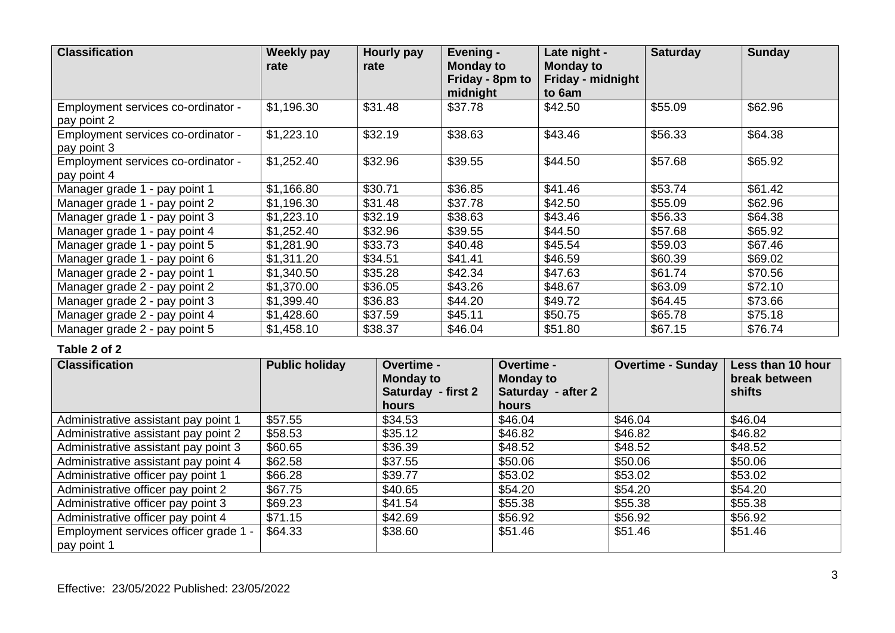| Classification | Weekly pay rate | Hourly pay rate | Evening - Monday to Friday - 8pm to midnight | Late night - Monday to Friday - midnight to 6am | Saturday | Sunday |
|---|---|---|---|---|---|---|
| Employment services co-ordinator - pay point 2 | $1,196.30 | $31.48 | $37.78 | $42.50 | $55.09 | $62.96 |
| Employment services co-ordinator - pay point 3 | $1,223.10 | $32.19 | $38.63 | $43.46 | $56.33 | $64.38 |
| Employment services co-ordinator - pay point 4 | $1,252.40 | $32.96 | $39.55 | $44.50 | $57.68 | $65.92 |
| Manager grade 1 - pay point 1 | $1,166.80 | $30.71 | $36.85 | $41.46 | $53.74 | $61.42 |
| Manager grade 1 - pay point 2 | $1,196.30 | $31.48 | $37.78 | $42.50 | $55.09 | $62.96 |
| Manager grade 1 - pay point 3 | $1,223.10 | $32.19 | $38.63 | $43.46 | $56.33 | $64.38 |
| Manager grade 1 - pay point 4 | $1,252.40 | $32.96 | $39.55 | $44.50 | $57.68 | $65.92 |
| Manager grade 1 - pay point 5 | $1,281.90 | $33.73 | $40.48 | $45.54 | $59.03 | $67.46 |
| Manager grade 1 - pay point 6 | $1,311.20 | $34.51 | $41.41 | $46.59 | $60.39 | $69.02 |
| Manager grade 2 - pay point 1 | $1,340.50 | $35.28 | $42.34 | $47.63 | $61.74 | $70.56 |
| Manager grade 2 - pay point 2 | $1,370.00 | $36.05 | $43.26 | $48.67 | $63.09 | $72.10 |
| Manager grade 2 - pay point 3 | $1,399.40 | $36.83 | $44.20 | $49.72 | $64.45 | $73.66 |
| Manager grade 2 - pay point 4 | $1,428.60 | $37.59 | $45.11 | $50.75 | $65.78 | $75.18 |
| Manager grade 2 - pay point 5 | $1,458.10 | $38.37 | $46.04 | $51.80 | $67.15 | $76.74 |

**Table 2 of 2**

| Classification | Public holiday | Overtime - Monday to Saturday - first 2 hours | Overtime - Monday to Saturday - after 2 hours | Overtime - Sunday | Less than 10 hour break between shifts |
|---|---|---|---|---|---|
| Administrative assistant pay point 1 | $57.55 | $34.53 | $46.04 | $46.04 | $46.04 |
| Administrative assistant pay point 2 | $58.53 | $35.12 | $46.82 | $46.82 | $46.82 |
| Administrative assistant pay point 3 | $60.65 | $36.39 | $48.52 | $48.52 | $48.52 |
| Administrative assistant pay point 4 | $62.58 | $37.55 | $50.06 | $50.06 | $50.06 |
| Administrative officer pay point 1 | $66.28 | $39.77 | $53.02 | $53.02 | $53.02 |
| Administrative officer pay point 2 | $67.75 | $40.65 | $54.20 | $54.20 | $54.20 |
| Administrative officer pay point 3 | $69.23 | $41.54 | $55.38 | $55.38 | $55.38 |
| Administrative officer pay point 4 | $71.15 | $42.69 | $56.92 | $56.92 | $56.92 |
| Employment services officer grade 1 - pay point 1 | $64.33 | $38.60 | $51.46 | $51.46 | $51.46 |

Effective: 23/05/2022 Published: 23/05/2022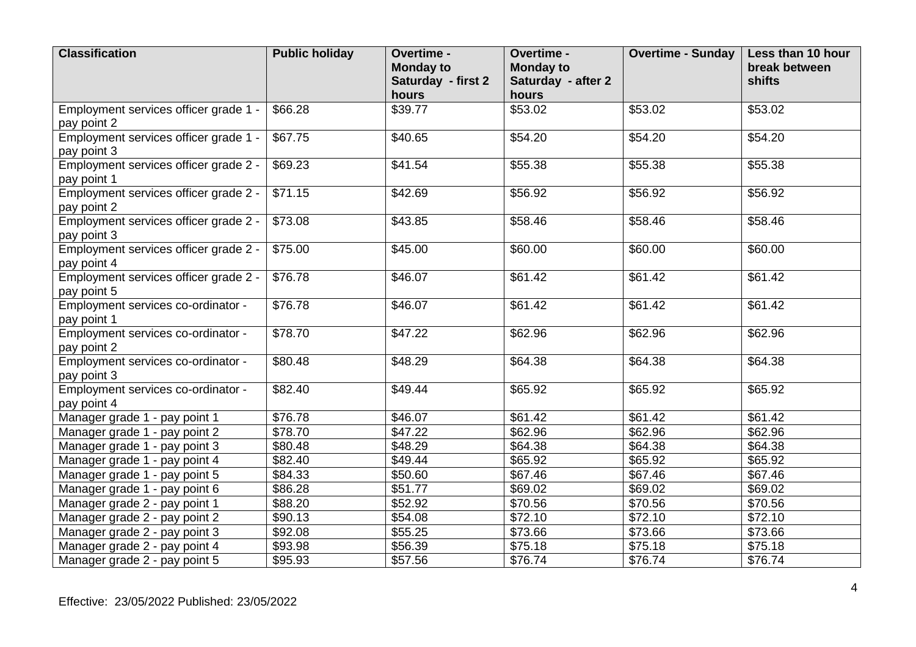| Classification | Public holiday | Overtime - Monday to Saturday - first 2 hours | Overtime - Monday to Saturday - after 2 hours | Overtime - Sunday | Less than 10 hour break between shifts |
|---|---|---|---|---|---|
| Employment services officer grade 1 - pay point 2 | $66.28 | $39.77 | $53.02 | $53.02 | $53.02 |
| Employment services officer grade 1 - pay point 3 | $67.75 | $40.65 | $54.20 | $54.20 | $54.20 |
| Employment services officer grade 2 - pay point 1 | $69.23 | $41.54 | $55.38 | $55.38 | $55.38 |
| Employment services officer grade 2 - pay point 2 | $71.15 | $42.69 | $56.92 | $56.92 | $56.92 |
| Employment services officer grade 2 - pay point 3 | $73.08 | $43.85 | $58.46 | $58.46 | $58.46 |
| Employment services officer grade 2 - pay point 4 | $75.00 | $45.00 | $60.00 | $60.00 | $60.00 |
| Employment services officer grade 2 - pay point 5 | $76.78 | $46.07 | $61.42 | $61.42 | $61.42 |
| Employment services co-ordinator - pay point 1 | $76.78 | $46.07 | $61.42 | $61.42 | $61.42 |
| Employment services co-ordinator - pay point 2 | $78.70 | $47.22 | $62.96 | $62.96 | $62.96 |
| Employment services co-ordinator - pay point 3 | $80.48 | $48.29 | $64.38 | $64.38 | $64.38 |
| Employment services co-ordinator - pay point 4 | $82.40 | $49.44 | $65.92 | $65.92 | $65.92 |
| Manager grade 1 - pay point 1 | $76.78 | $46.07 | $61.42 | $61.42 | $61.42 |
| Manager grade 1 - pay point 2 | $78.70 | $47.22 | $62.96 | $62.96 | $62.96 |
| Manager grade 1 - pay point 3 | $80.48 | $48.29 | $64.38 | $64.38 | $64.38 |
| Manager grade 1 - pay point 4 | $82.40 | $49.44 | $65.92 | $65.92 | $65.92 |
| Manager grade 1 - pay point 5 | $84.33 | $50.60 | $67.46 | $67.46 | $67.46 |
| Manager grade 1 - pay point 6 | $86.28 | $51.77 | $69.02 | $69.02 | $69.02 |
| Manager grade 2 - pay point 1 | $88.20 | $52.92 | $70.56 | $70.56 | $70.56 |
| Manager grade 2 - pay point 2 | $90.13 | $54.08 | $72.10 | $72.10 | $72.10 |
| Manager grade 2 - pay point 3 | $92.08 | $55.25 | $73.66 | $73.66 | $73.66 |
| Manager grade 2 - pay point 4 | $93.98 | $56.39 | $75.18 | $75.18 | $75.18 |
| Manager grade 2 - pay point 5 | $95.93 | $57.56 | $76.74 | $76.74 | $76.74 |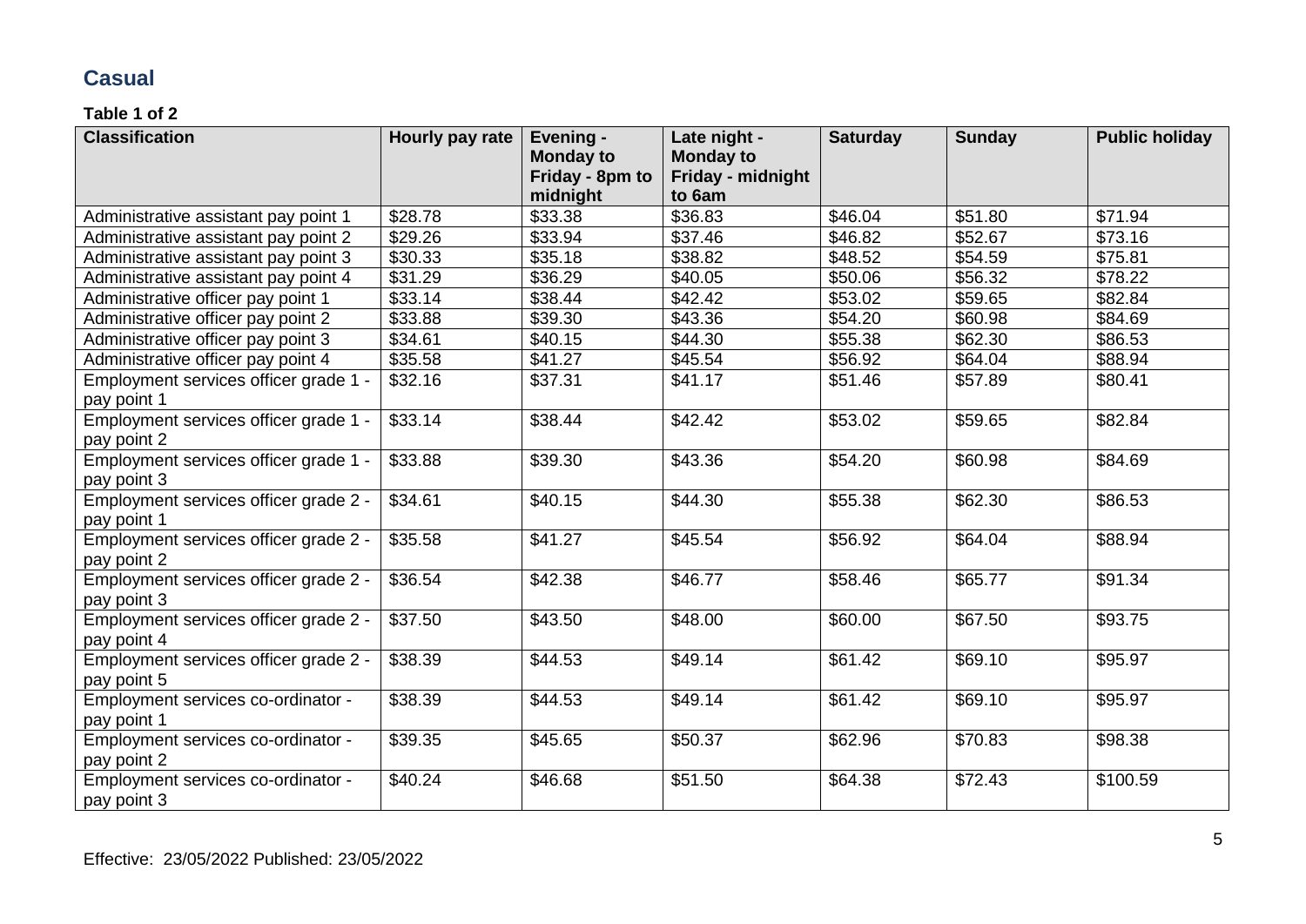## Casual

**Table 1 of 2**

| Classification | Hourly pay rate | Evening - Monday to Friday - 8pm to midnight | Late night - Monday to Friday - midnight to 6am | Saturday | Sunday | Public holiday |
|---|---|---|---|---|---|---|
| Administrative assistant pay point 1 | $28.78 | $33.38 | $36.83 | $46.04 | $51.80 | $71.94 |
| Administrative assistant pay point 2 | $29.26 | $33.94 | $37.46 | $46.82 | $52.67 | $73.16 |
| Administrative assistant pay point 3 | $30.33 | $35.18 | $38.82 | $48.52 | $54.59 | $75.81 |
| Administrative assistant pay point 4 | $31.29 | $36.29 | $40.05 | $50.06 | $56.32 | $78.22 |
| Administrative officer pay point 1 | $33.14 | $38.44 | $42.42 | $53.02 | $59.65 | $82.84 |
| Administrative officer pay point 2 | $33.88 | $39.30 | $43.36 | $54.20 | $60.98 | $84.69 |
| Administrative officer pay point 3 | $34.61 | $40.15 | $44.30 | $55.38 | $62.30 | $86.53 |
| Administrative officer pay point 4 | $35.58 | $41.27 | $45.54 | $56.92 | $64.04 | $88.94 |
| Employment services officer grade 1 - pay point 1 | $32.16 | $37.31 | $41.17 | $51.46 | $57.89 | $80.41 |
| Employment services officer grade 1 - pay point 2 | $33.14 | $38.44 | $42.42 | $53.02 | $59.65 | $82.84 |
| Employment services officer grade 1 - pay point 3 | $33.88 | $39.30 | $43.36 | $54.20 | $60.98 | $84.69 |
| Employment services officer grade 2 - pay point 1 | $34.61 | $40.15 | $44.30 | $55.38 | $62.30 | $86.53 |
| Employment services officer grade 2 - pay point 2 | $35.58 | $41.27 | $45.54 | $56.92 | $64.04 | $88.94 |
| Employment services officer grade 2 - pay point 3 | $36.54 | $42.38 | $46.77 | $58.46 | $65.77 | $91.34 |
| Employment services officer grade 2 - pay point 4 | $37.50 | $43.50 | $48.00 | $60.00 | $67.50 | $93.75 |
| Employment services officer grade 2 - pay point 5 | $38.39 | $44.53 | $49.14 | $61.42 | $69.10 | $95.97 |
| Employment services co-ordinator - pay point 1 | $38.39 | $44.53 | $49.14 | $61.42 | $69.10 | $95.97 |
| Employment services co-ordinator - pay point 2 | $39.35 | $45.65 | $50.37 | $62.96 | $70.83 | $98.38 |
| Employment services co-ordinator - pay point 3 | $40.24 | $46.68 | $51.50 | $64.38 | $72.43 | $100.59 |

Effective: 23/05/2022 Published: 23/05/2022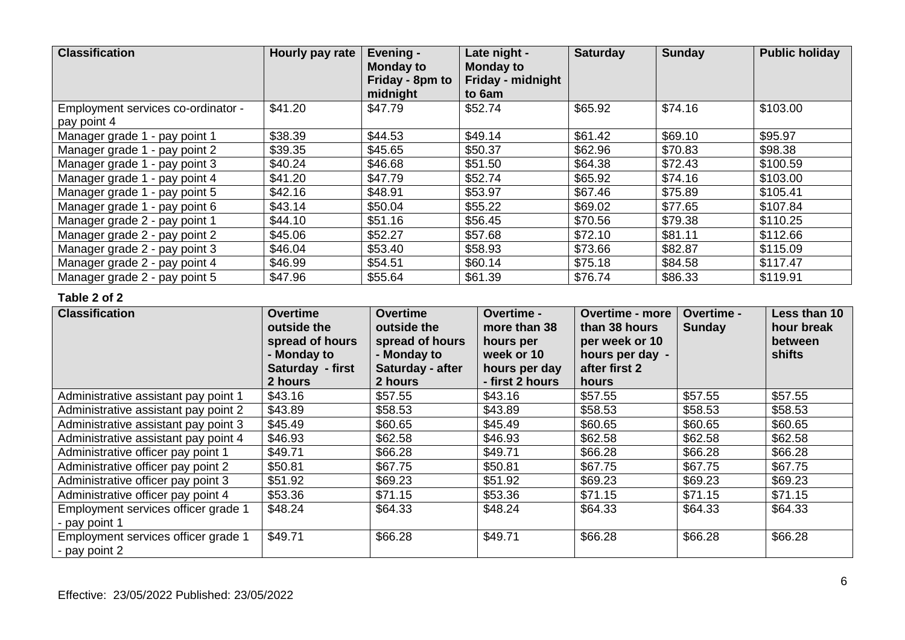| Classification | Hourly pay rate | Evening - Monday to Friday - 8pm to midnight | Late night - Monday to Friday - midnight to 6am | Saturday | Sunday | Public holiday |
| --- | --- | --- | --- | --- | --- | --- |
| Employment services co-ordinator - pay point 4 | $41.20 | $47.79 | $52.74 | $65.92 | $74.16 | $103.00 |
| Manager grade 1 - pay point 1 | $38.39 | $44.53 | $49.14 | $61.42 | $69.10 | $95.97 |
| Manager grade 1 - pay point 2 | $39.35 | $45.65 | $50.37 | $62.96 | $70.83 | $98.38 |
| Manager grade 1 - pay point 3 | $40.24 | $46.68 | $51.50 | $64.38 | $72.43 | $100.59 |
| Manager grade 1 - pay point 4 | $41.20 | $47.79 | $52.74 | $65.92 | $74.16 | $103.00 |
| Manager grade 1 - pay point 5 | $42.16 | $48.91 | $53.97 | $67.46 | $75.89 | $105.41 |
| Manager grade 1 - pay point 6 | $43.14 | $50.04 | $55.22 | $69.02 | $77.65 | $107.84 |
| Manager grade 2 - pay point 1 | $44.10 | $51.16 | $56.45 | $70.56 | $79.38 | $110.25 |
| Manager grade 2 - pay point 2 | $45.06 | $52.27 | $57.68 | $72.10 | $81.11 | $112.66 |
| Manager grade 2 - pay point 3 | $46.04 | $53.40 | $58.93 | $73.66 | $82.87 | $115.09 |
| Manager grade 2 - pay point 4 | $46.99 | $54.51 | $60.14 | $75.18 | $84.58 | $117.47 |
| Manager grade 2 - pay point 5 | $47.96 | $55.64 | $61.39 | $76.74 | $86.33 | $119.91 |

**Table 2 of 2**

| Classification | Overtime outside the spread of hours - Monday to Saturday - first 2 hours | Overtime outside the spread of hours - Monday to Saturday - after 2 hours | Overtime - more than 38 hours per week or 10 hours per day - first 2 hours | Overtime - more than 38 hours per week or 10 hours per day - after first 2 hours | Overtime - Sunday | Less than 10 hour break between shifts |
| --- | --- | --- | --- | --- | --- | --- |
| Administrative assistant pay point 1 | $43.16 | $57.55 | $43.16 | $57.55 | $57.55 | $57.55 |
| Administrative assistant pay point 2 | $43.89 | $58.53 | $43.89 | $58.53 | $58.53 | $58.53 |
| Administrative assistant pay point 3 | $45.49 | $60.65 | $45.49 | $60.65 | $60.65 | $60.65 |
| Administrative assistant pay point 4 | $46.93 | $62.58 | $46.93 | $62.58 | $62.58 | $62.58 |
| Administrative officer pay point 1 | $49.71 | $66.28 | $49.71 | $66.28 | $66.28 | $66.28 |
| Administrative officer pay point 2 | $50.81 | $67.75 | $50.81 | $67.75 | $67.75 | $67.75 |
| Administrative officer pay point 3 | $51.92 | $69.23 | $51.92 | $69.23 | $69.23 | $69.23 |
| Administrative officer pay point 4 | $53.36 | $71.15 | $53.36 | $71.15 | $71.15 | $71.15 |
| Employment services officer grade 1 - pay point 1 | $48.24 | $64.33 | $48.24 | $64.33 | $64.33 | $64.33 |
| Employment services officer grade 1 - pay point 2 | $49.71 | $66.28 | $49.71 | $66.28 | $66.28 | $66.28 |

Effective: 23/05/2022 Published: 23/05/2022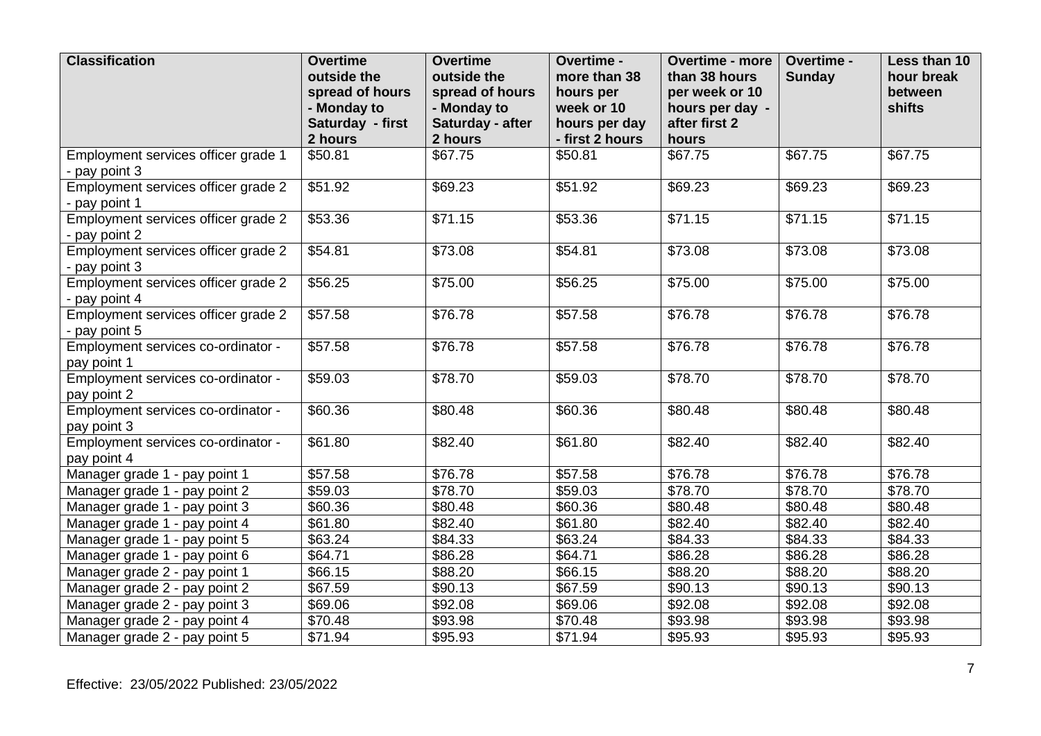| Classification | Overtime outside the spread of hours - Monday to Saturday - first 2 hours | Overtime outside the spread of hours - Monday to Saturday - after 2 hours | Overtime - more than 38 hours per week or 10 hours per day - first 2 hours | Overtime - more than 38 hours per week or 10 hours per day - after first 2 hours | Overtime - Sunday | Less than 10 hour break between shifts |
|---|---|---|---|---|---|---|
| Employment services officer grade 1 - pay point 3 | $50.81 | $67.75 | $50.81 | $67.75 | $67.75 | $67.75 |
| Employment services officer grade 2 - pay point 1 | $51.92 | $69.23 | $51.92 | $69.23 | $69.23 | $69.23 |
| Employment services officer grade 2 - pay point 2 | $53.36 | $71.15 | $53.36 | $71.15 | $71.15 | $71.15 |
| Employment services officer grade 2 - pay point 3 | $54.81 | $73.08 | $54.81 | $73.08 | $73.08 | $73.08 |
| Employment services officer grade 2 - pay point 4 | $56.25 | $75.00 | $56.25 | $75.00 | $75.00 | $75.00 |
| Employment services officer grade 2 - pay point 5 | $57.58 | $76.78 | $57.58 | $76.78 | $76.78 | $76.78 |
| Employment services co-ordinator - pay point 1 | $57.58 | $76.78 | $57.58 | $76.78 | $76.78 | $76.78 |
| Employment services co-ordinator - pay point 2 | $59.03 | $78.70 | $59.03 | $78.70 | $78.70 | $78.70 |
| Employment services co-ordinator - pay point 3 | $60.36 | $80.48 | $60.36 | $80.48 | $80.48 | $80.48 |
| Employment services co-ordinator - pay point 4 | $61.80 | $82.40 | $61.80 | $82.40 | $82.40 | $82.40 |
| Manager grade 1 - pay point 1 | $57.58 | $76.78 | $57.58 | $76.78 | $76.78 | $76.78 |
| Manager grade 1 - pay point 2 | $59.03 | $78.70 | $59.03 | $78.70 | $78.70 | $78.70 |
| Manager grade 1 - pay point 3 | $60.36 | $80.48 | $60.36 | $80.48 | $80.48 | $80.48 |
| Manager grade 1 - pay point 4 | $61.80 | $82.40 | $61.80 | $82.40 | $82.40 | $82.40 |
| Manager grade 1 - pay point 5 | $63.24 | $84.33 | $63.24 | $84.33 | $84.33 | $84.33 |
| Manager grade 1 - pay point 6 | $64.71 | $86.28 | $64.71 | $86.28 | $86.28 | $86.28 |
| Manager grade 2 - pay point 1 | $66.15 | $88.20 | $66.15 | $88.20 | $88.20 | $88.20 |
| Manager grade 2 - pay point 2 | $67.59 | $90.13 | $67.59 | $90.13 | $90.13 | $90.13 |
| Manager grade 2 - pay point 3 | $69.06 | $92.08 | $69.06 | $92.08 | $92.08 | $92.08 |
| Manager grade 2 - pay point 4 | $70.48 | $93.98 | $70.48 | $93.98 | $93.98 | $93.98 |
| Manager grade 2 - pay point 5 | $71.94 | $95.93 | $71.94 | $95.93 | $95.93 | $95.93 |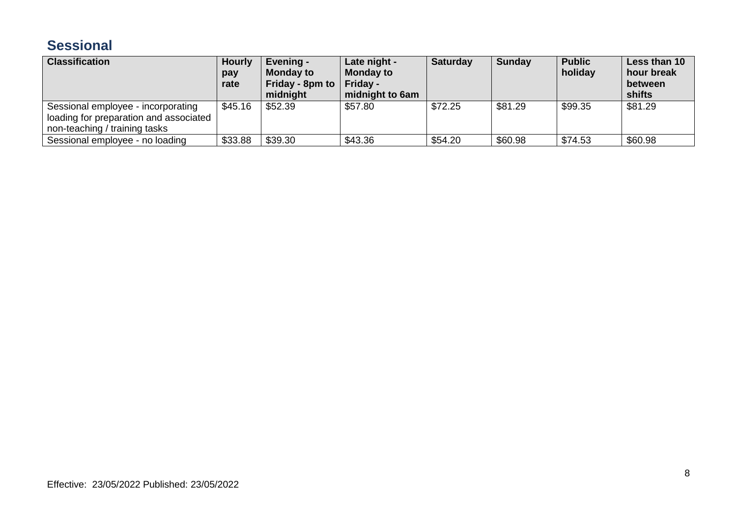## Sessional

| Classification | Hourly pay rate | Evening - Monday to Friday - 8pm to midnight | Late night - Monday to Friday - midnight to 6am | Saturday | Sunday | Public holiday | Less than 10 hour break between shifts |
|---|---|---|---|---|---|---|---|
| Sessional employee - incorporating loading for preparation and associated non-teaching / training tasks | $45.16 | $52.39 | $57.80 | $72.25 | $81.29 | $99.35 | $81.29 |
| Sessional employee - no loading | $33.88 | $39.30 | $43.36 | $54.20 | $60.98 | $74.53 | $60.98 |

Effective: 23/05/2022 Published: 23/05/2022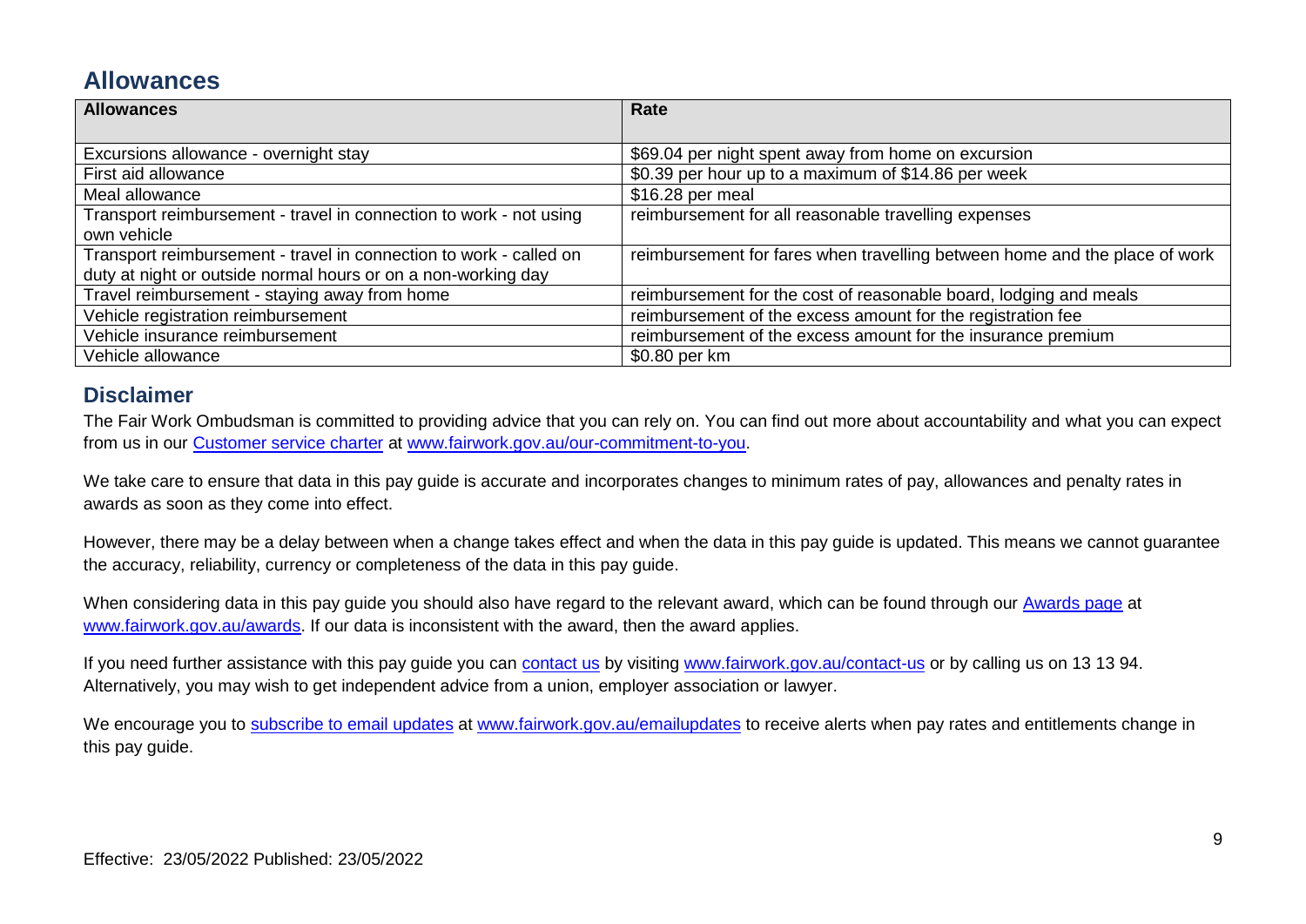## Allowances

| Allowances | Rate |
|---|---|
| Excursions allowance - overnight stay | $69.04 per night spent away from home on excursion |
| First aid allowance | $0.39 per hour up to a maximum of $14.86 per week |
| Meal allowance | $16.28 per meal |
| Transport reimbursement - travel in connection to work - not using own vehicle | reimbursement for all reasonable travelling expenses |
| Transport reimbursement - travel in connection to work - called on duty at night or outside normal hours or on a non-working day | reimbursement for fares when travelling between home and the place of work |
| Travel reimbursement - staying away from home | reimbursement for the cost of reasonable board, lodging and meals |
| Vehicle registration reimbursement | reimbursement of the excess amount for the registration fee |
| Vehicle insurance reimbursement | reimbursement of the excess amount for the insurance premium |
| Vehicle allowance | $0.80 per km |

## Disclaimer

The Fair Work Ombudsman is committed to providing advice that you can rely on. You can find out more about accountability and what you can expect from us in our Customer service charter at www.fairwork.gov.au/our-commitment-to-you.

We take care to ensure that data in this pay guide is accurate and incorporates changes to minimum rates of pay, allowances and penalty rates in awards as soon as they come into effect.

However, there may be a delay between when a change takes effect and when the data in this pay guide is updated. This means we cannot guarantee the accuracy, reliability, currency or completeness of the data in this pay guide.

When considering data in this pay guide you should also have regard to the relevant award, which can be found through our Awards page at www.fairwork.gov.au/awards. If our data is inconsistent with the award, then the award applies.

If you need further assistance with this pay guide you can contact us by visiting www.fairwork.gov.au/contact-us or by calling us on 13 13 94. Alternatively, you may wish to get independent advice from a union, employer association or lawyer.

We encourage you to subscribe to email updates at www.fairwork.gov.au/emailupdates to receive alerts when pay rates and entitlements change in this pay guide.

Effective: 23/05/2022 Published: 23/05/2022